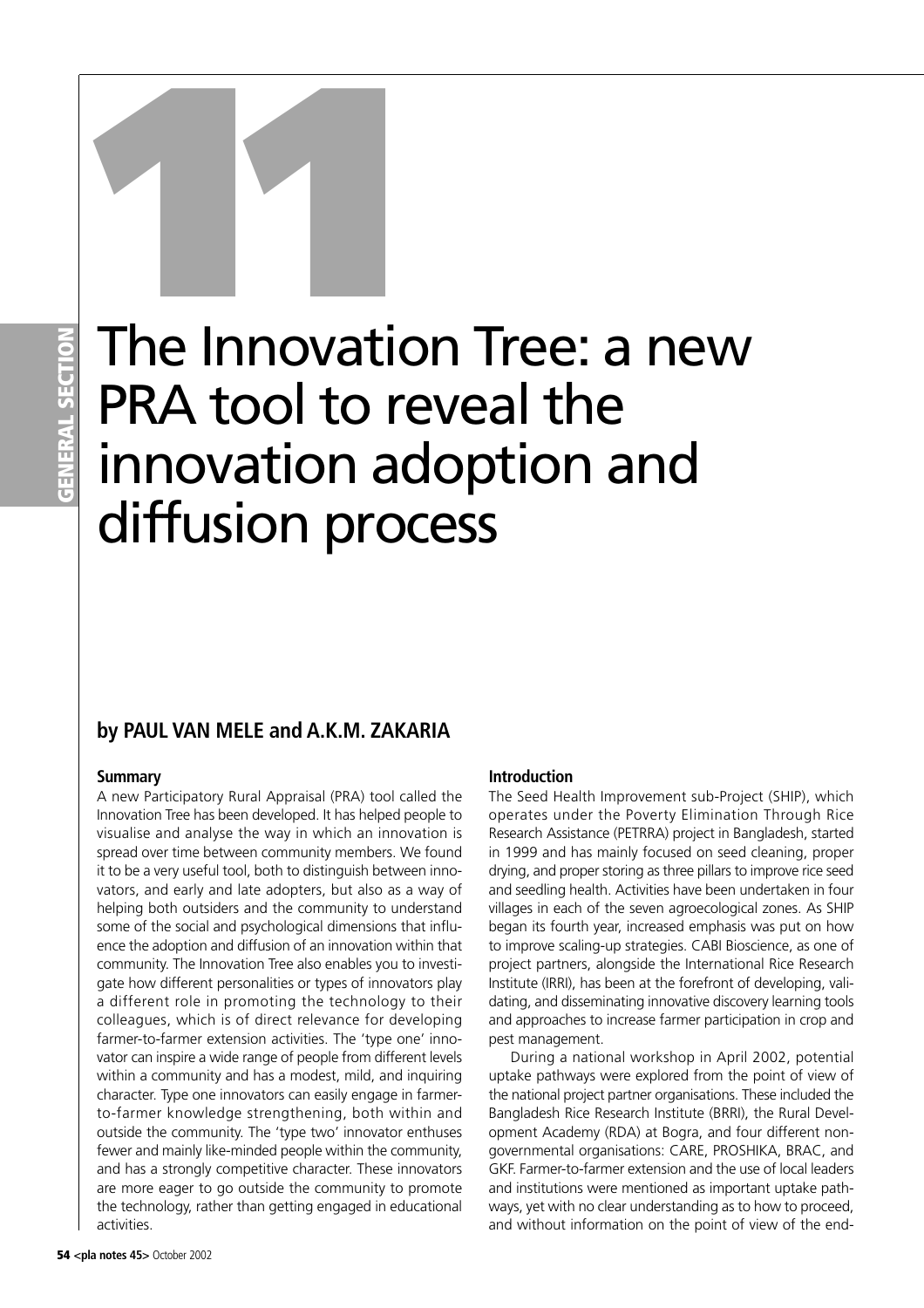# 11

# The Innovation Tree: a new PRA tool to reveal the innovation adoption and diffusion process

**by PAUL VAN MELE and A.K.M. ZAKARIA**

### Summary

A new Participatory Rural Appraisal (PRA) tool called the Innovation Tree has been developed. It has helped people to visualise and analyse the way in which an innovation is spread over time between community members. We found it to be a very useful tool, both to distinguish between innovators, and early and late adopters, but also as a way of helping both outsiders and the community to understand some of the social and psychological dimensions that influence the adoption and diffusion of an innovation within that community. The Innovation Tree also enables you to investigate how different personalities or types of innovators play a different role in promoting the technology to their colleagues, which is of direct relevance for developing farmer-to-farmer extension activities. The 'type one' innovator can inspire a wide range of people from different levels within a community and has a modest, mild, and inquiring character. Type one innovators can easily engage in farmer-to-farmer knowledge strengthening, both within and outside the community. The 'type two' innovator enthuses fewer and mainly like-minded people within the community, and has a strongly competitive character. These innovators are more eager to go outside the community to promote the technology, rather than getting engaged in educational activities.

### Introduction

The Seed Health Improvement sub-Project (SHIP), which operates under the Poverty Elimination Through Rice Research Assistance (PETRRA) project in Bangladesh, started in 1999 and has mainly focused on seed cleaning, proper drying, and proper storing as three pillars to improve rice seed and seedling health. Activities have been undertaken in four villages in each of the seven agroecological zones. As SHIP began its fourth year, increased emphasis was put on how to improve scaling-up strategies. CABI Bioscience, as one of project partners, alongside the International Rice Research Institute (IRRI), has been at the forefront of developing, validating, and disseminating innovative discovery learning tools and approaches to increase farmer participation in crop and pest management.

During a national workshop in April 2002, potential uptake pathways were explored from the point of view of the national project partner organisations. These included the Bangladesh Rice Research Institute (BRRI), the Rural Development Academy (RDA) at Bogra, and four different non-governmental organisations: CARE, PROSHIKA, BRAC, and GKF. Farmer-to-farmer extension and the use of local leaders and institutions were mentioned as important uptake pathways, yet with no clear understanding as to how to proceed, and without information on the point of view of the end-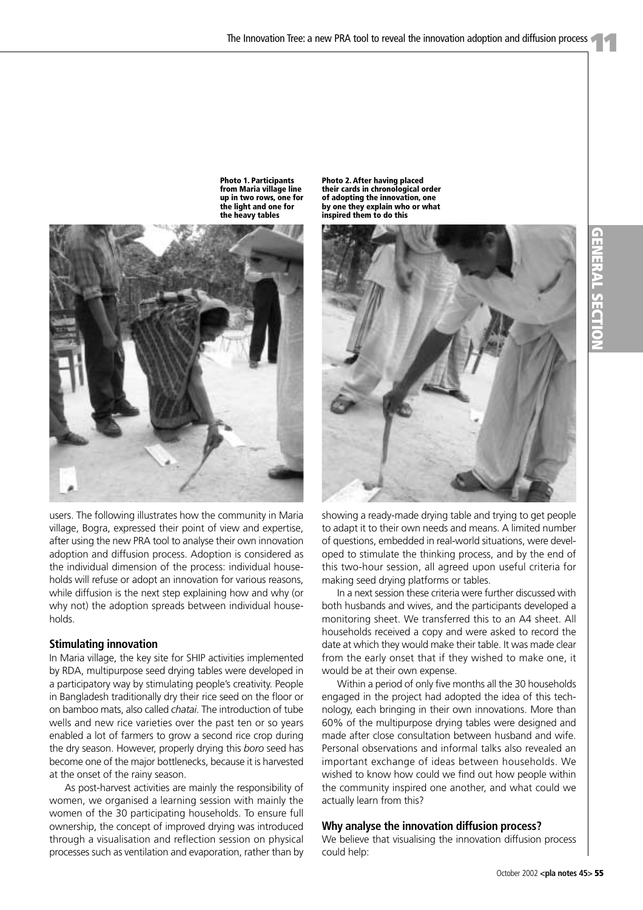Photo 1. Participants from Maria village line up in two rows, one for the light and one for the heavy tables

Photo 2. After having placed their cards in chronological order of adopting the innovation, one by one they explain who or what inspired them to do this

users. The following illustrates how the community in Maria village, Bogra, expressed their point of view and expertise, after using the new PRA tool to analyse their own innovation adoption and diffusion process. Adoption is considered as the individual dimension of the process: individual households will refuse or adopt an innovation for various reasons, while diffusion is the next step explaining how and why (or why not) the adoption spreads between individual households.

### Stimulating innovation

In Maria village, the key site for SHIP activities implemented by RDA, multipurpose seed drying tables were developed in a participatory way by stimulating people's creativity. People in Bangladesh traditionally dry their rice seed on the floor or on bamboo mats, also called *chatai*. The introduction of tube wells and new rice varieties over the past ten or so years enabled a lot of farmers to grow a second rice crop during the dry season. However, properly drying this *boro* seed has become one of the major bottlenecks, because it is harvested at the onset of the rainy season.

As post-harvest activities are mainly the responsibility of women, we organised a learning session with mainly the women of the 30 participating households. To ensure full ownership, the concept of improved drying was introduced through a visualisation and reflection session on physical processes such as ventilation and evaporation, rather than by showing a ready-made drying table and trying to get people to adapt it to their own needs and means. A limited number of questions, embedded in real-world situations, were developed to stimulate the thinking process, and by the end of this two-hour session, all agreed upon useful criteria for making seed drying platforms or tables.

In a next session these criteria were further discussed with both husbands and wives, and the participants developed a monitoring sheet. We transferred this to an A4 sheet. All households received a copy and were asked to record the date at which they would make their table. It was made clear from the early onset that if they wished to make one, it would be at their own expense.

Within a period of only five months all the 30 households engaged in the project had adopted the idea of this technology, each bringing in their own innovations. More than 60% of the multipurpose drying tables were designed and made after close consultation between husband and wife. Personal observations and informal talks also revealed an important exchange of ideas between households. We wished to know how could we find out how people within the community inspired one another, and what could we actually learn from this?

### Why analyse the innovation diffusion process?

We believe that visualising the innovation diffusion process could help: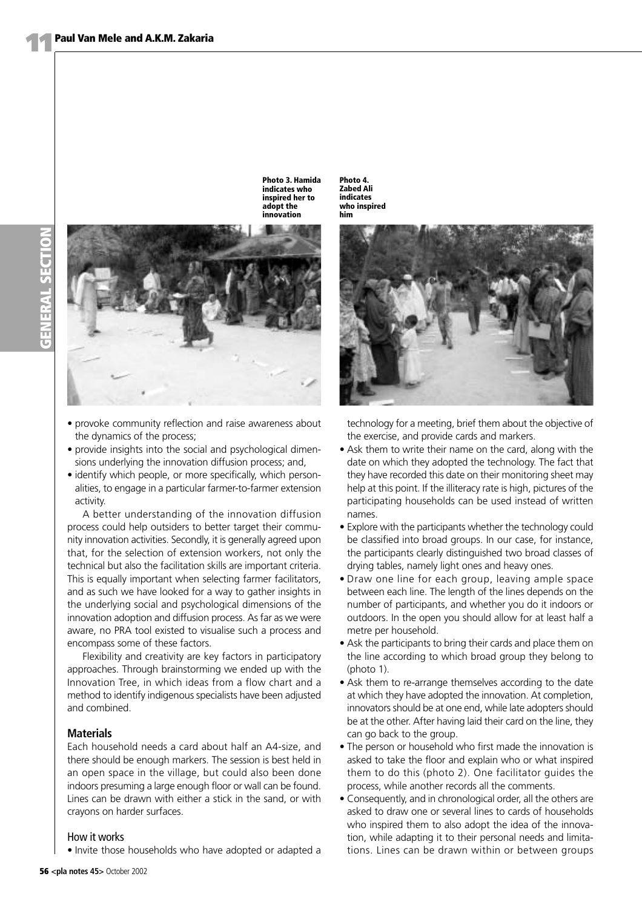Photo 3. Hamida indicates who inspired her to adopt the innovation

Photo 4. Zabed Ali indicates who inspired him

- provoke community reflection and raise awareness about the dynamics of the process;
- provide insights into the social and psychological dimensions underlying the innovation diffusion process; and,
- identify which people, or more specifically, which personalities, to engage in a particular farmer-to-farmer extension activity.

A better understanding of the innovation diffusion process could help outsiders to better target their community innovation activities. Secondly, it is generally agreed upon that, for the selection of extension workers, not only the technical but also the facilitation skills are important criteria. This is equally important when selecting farmer facilitators, and as such we have looked for a way to gather insights in the underlying social and psychological dimensions of the innovation adoption and diffusion process. As far as we were aware, no PRA tool existed to visualise such a process and encompass some of these factors.

Flexibility and creativity are key factors in participatory approaches. Through brainstorming we ended up with the Innovation Tree, in which ideas from a flow chart and a method to identify indigenous specialists have been adjusted and combined.

## Materials

Each household needs a card about half an A4-size, and there should be enough markers. The session is best held in an open space in the village, but could also been done indoors presuming a large enough floor or wall can be found. Lines can be drawn with either a stick in the sand, or with crayons on harder surfaces.

### How it works

- Invite those households who have adopted or adapted a technology for a meeting, brief them about the objective of the exercise, and provide cards and markers.
- Ask them to write their name on the card, along with the date on which they adopted the technology. The fact that they have recorded this date on their monitoring sheet may help at this point. If the illiteracy rate is high, pictures of the participating households can be used instead of written names.
- Explore with the participants whether the technology could be classified into broad groups. In our case, for instance, the participants clearly distinguished two broad classes of drying tables, namely light ones and heavy ones.
- Draw one line for each group, leaving ample space between each line. The length of the lines depends on the number of participants, and whether you do it indoors or outdoors. In the open you should allow for at least half a metre per household.
- Ask the participants to bring their cards and place them on the line according to which broad group they belong to (photo 1).
- Ask them to re-arrange themselves according to the date at which they have adopted the innovation. At completion, innovators should be at one end, while late adopters should be at the other. After having laid their card on the line, they can go back to the group.
- The person or household who first made the innovation is asked to take the floor and explain who or what inspired them to do this (photo 2). One facilitator guides the process, while another records all the comments.
- Consequently, and in chronological order, all the others are asked to draw one or several lines to cards of households who inspired them to also adopt the idea of the innovation, while adapting it to their personal needs and limitations. Lines can be drawn within or between groups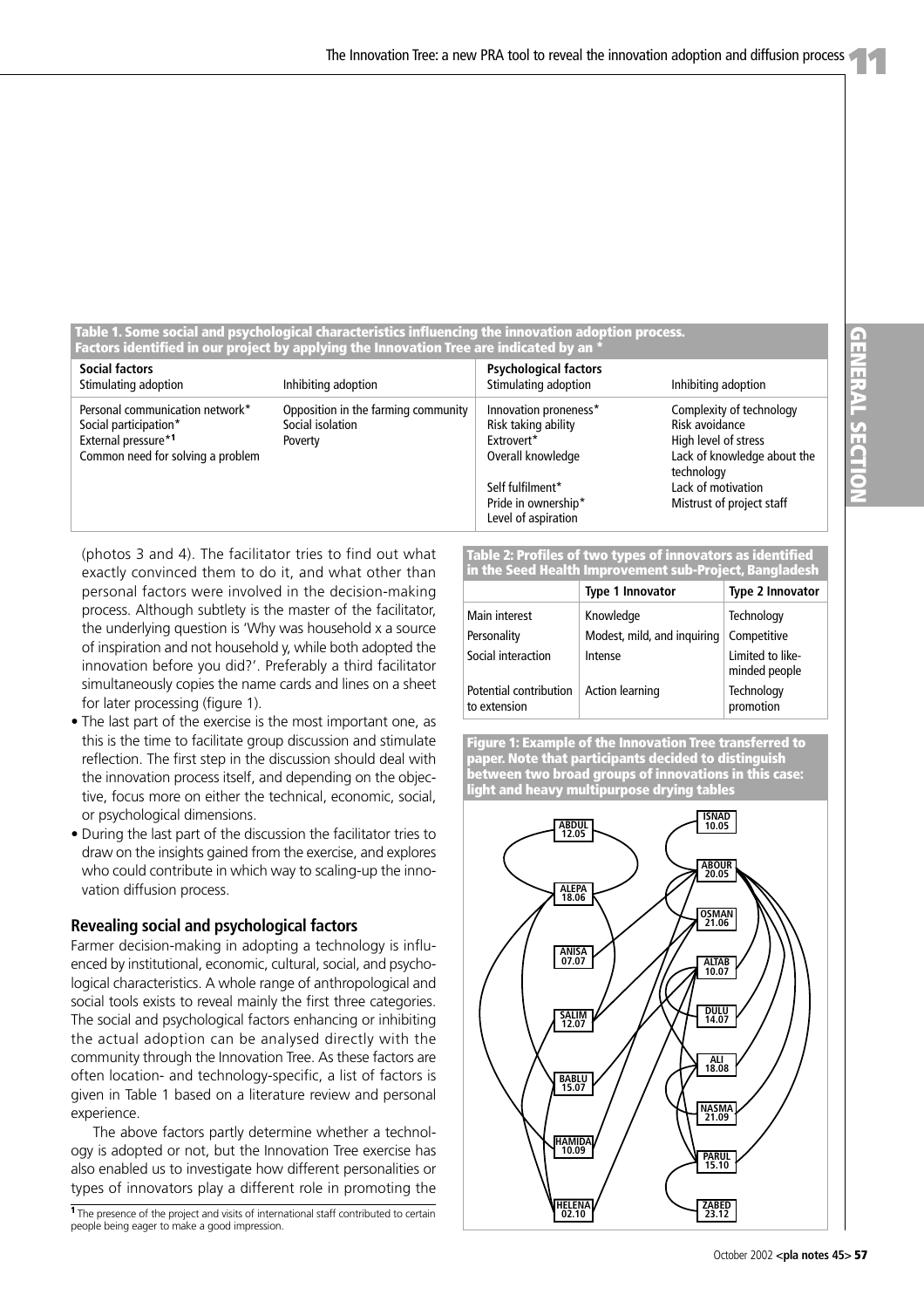**Table 1. Some social and psychological characteristics influencing the innovation adoption process. Factors identified in our project by applying the Innovation Tree are indicated by an ***

| Social factors | | Psychological factors | |
|---|---|---|---|
| Stimulating adoption | Inhibiting adoption | Stimulating adoption | Inhibiting adoption |
| Personal communication network* | Opposition in the farming community | Innovation proneness* | Complexity of technology |
| Social participation* | Social isolation | Risk taking ability | Risk avoidance |
| External pressure*[1] | Poverty | Extrovert* | High level of stress |
| Common need for solving a problem | | Overall knowledge | Lack of knowledge about the technology |
| | | Self fulfilment* | Lack of motivation |
| | | Pride in ownership* | Mistrust of project staff |
| | | Level of aspiration | |

(photos 3 and 4). The facilitator tries to find out what exactly convinced them to do it, and what other than personal factors were involved in the decision-making process. Although subtlety is the master of the facilitator, the underlying question is 'Why was household x a source of inspiration and not household y, while both adopted the innovation before you did?'. Preferably a third facilitator simultaneously copies the name cards and lines on a sheet for later processing (figure 1).

- The last part of the exercise is the most important one, as this is the time to facilitate group discussion and stimulate reflection. The first step in the discussion should deal with the innovation process itself, and depending on the objective, focus more on either the technical, economic, social, or psychological dimensions.
- During the last part of the discussion the facilitator tries to draw on the insights gained from the exercise, and explores who could contribute in which way to scaling-up the innovation diffusion process.

## Revealing social and psychological factors

Farmer decision-making in adopting a technology is influenced by institutional, economic, cultural, social, and psychological characteristics. A whole range of anthropological and social tools exists to reveal mainly the first three categories. The social and psychological factors enhancing or inhibiting the actual adoption can be analysed directly with the community through the Innovation Tree. As these factors are often location- and technology-specific, a list of factors is given in Table 1 based on a literature review and personal experience.

The above factors partly determine whether a technology is adopted or not, but the Innovation Tree exercise has also enabled us to investigate how different personalities or types of innovators play a different role in promoting the

[1] The presence of the project and visits of international staff contributed to certain people being eager to make a good impression.

**Table 2: Profiles of two types of innovators as identified in the Seed Health Improvement sub-Project, Bangladesh**

| | Type 1 Innovator | Type 2 Innovator |
|---|---|---|
| Main interest | Knowledge | Technology |
| Personality | Modest, mild, and inquiring | Competitive |
| Social interaction | Intense | Limited to like-minded people |
| Potential contribution to extension | Action learning | Technology promotion |

**Figure 1: Example of the Innovation Tree transferred to paper. Note that participants decided to distinguish between two broad groups of innovations in this case: light and heavy multipurpose drying tables**

ABDUL 12.05, ISNAD 10.05, ABOUR 20.05, ALEPA 18.06, OSMAN 21.06, ANISA 07.07, ALTAB 10.07, SALIM 12.07, DULU 14.07, BABLU 15.07, ALI 18.08, NASMA 21.09, HAMIDA 10.09, PARUL 15.10, HELENA 02.10, ZABED 23.12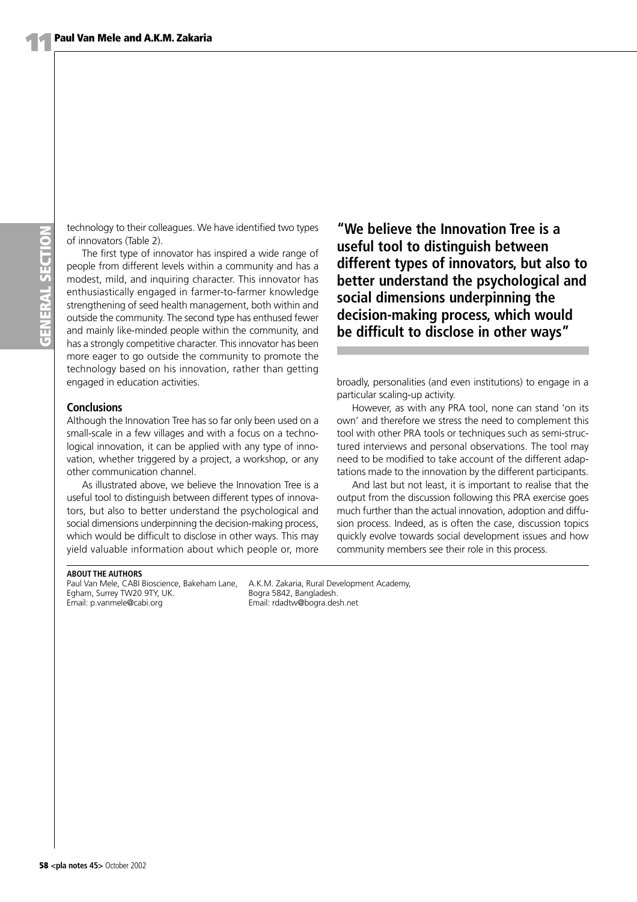technology to their colleagues. We have identified two types of innovators (Table 2).

The first type of innovator has inspired a wide range of people from different levels within a community and has a modest, mild, and inquiring character. This innovator has enthusiastically engaged in farmer-to-farmer knowledge strengthening of seed health management, both within and outside the community. The second type has enthused fewer and mainly like-minded people within the community, and has a strongly competitive character. This innovator has been more eager to go outside the community to promote the technology based on his innovation, rather than getting engaged in education activities.

### Conclusions

Although the Innovation Tree has so far only been used on a small-scale in a few villages and with a focus on a technological innovation, it can be applied with any type of innovation, whether triggered by a project, a workshop, or any other communication channel.

As illustrated above, we believe the Innovation Tree is a useful tool to distinguish between different types of innovators, but also to better understand the psychological and social dimensions underpinning the decision-making process, which would be difficult to disclose in other ways. This may yield valuable information about which people or, more broadly, personalities (and even institutions) to engage in a particular scaling-up activity.

**"We believe the Innovation Tree is a useful tool to distinguish between different types of innovators, but also to better understand the psychological and social dimensions underpinning the decision-making process, which would be difficult to disclose in other ways"**

However, as with any PRA tool, none can stand 'on its own' and therefore we stress the need to complement this tool with other PRA tools or techniques such as semi-structured interviews and personal observations. The tool may need to be modified to take account of the different adaptations made to the innovation by the different participants.

And last but not least, it is important to realise that the output from the discussion following this PRA exercise goes much further than the actual innovation, adoption and diffusion process. Indeed, as is often the case, discussion topics quickly evolve towards social development issues and how community members see their role in this process.

**ABOUT THE AUTHORS**

Paul Van Mele, CABI Bioscience, Bakeham Lane, Egham, Surrey TW20 9TY, UK.
Email: p.vanmele@cabi.org

A.K.M. Zakaria, Rural Development Academy, Bogra 5842, Bangladesh.
Email: rdadtw@bogra.desh.net